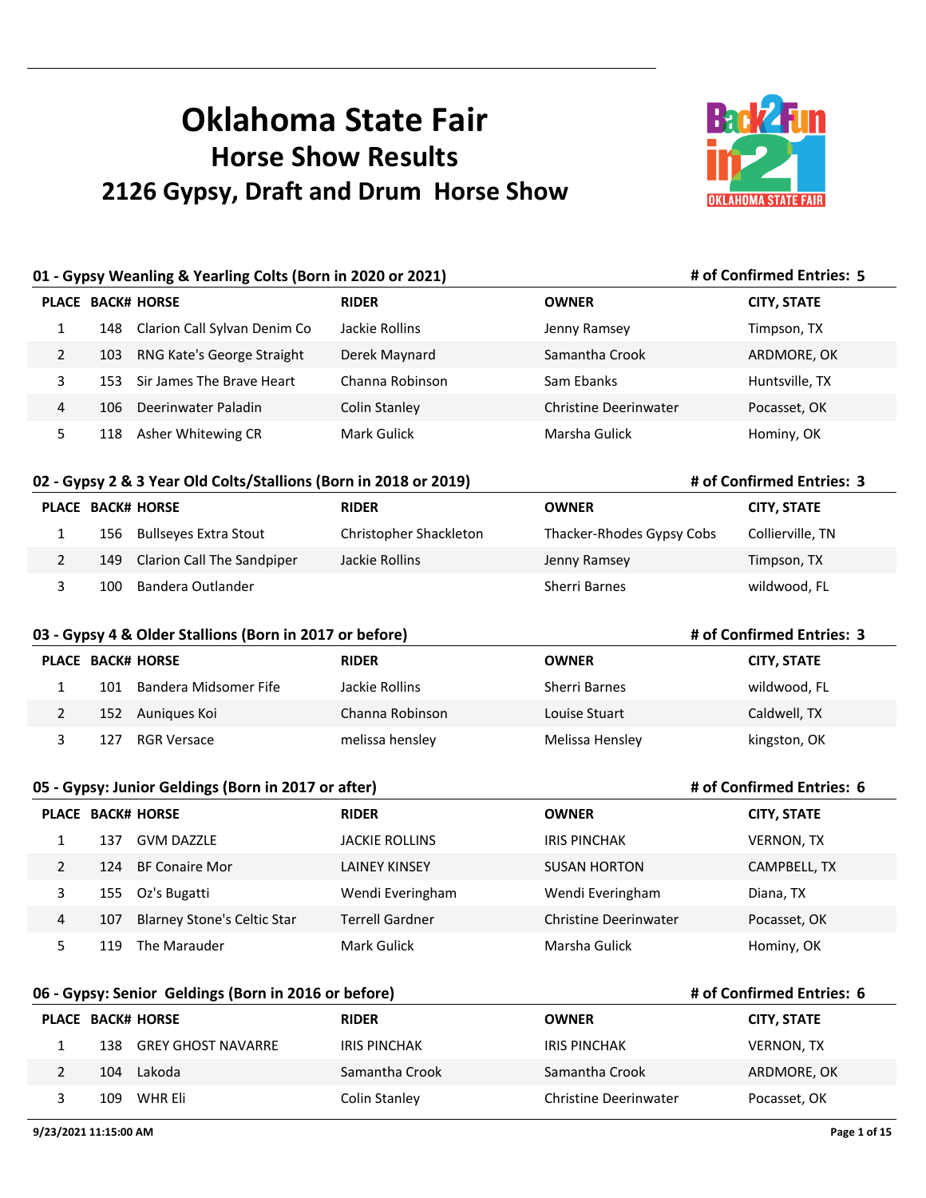# Oklahoma State Fair
## Horse Show Results
## 2126 Gypsy, Draft and Drum Horse Show

### 01 - Gypsy Weanling & Yearling Colts (Born in 2020 or 2021)

**# of Confirmed Entries: 5**

| PLACE | BACK# | HORSE | RIDER | OWNER | CITY, STATE |
|---|---|---|---|---|---|
| 1 | 148 | Clarion Call Sylvan Denim Co | Jackie Rollins | Jenny Ramsey | Timpson, TX |
| 2 | 103 | RNG Kate's George Straight | Derek Maynard | Samantha Crook | ARDMORE, OK |
| 3 | 153 | Sir James The Brave Heart | Channa Robinson | Sam Ebanks | Huntsville, TX |
| 4 | 106 | Deerinwater Paladin | Colin Stanley | Christine Deerinwater | Pocasset, OK |
| 5 | 118 | Asher Whitewing CR | Mark Gulick | Marsha Gulick | Hominy, OK |

### 02 - Gypsy 2 & 3 Year Old Colts/Stallions (Born in 2018 or 2019)

**# of Confirmed Entries: 3**

| PLACE | BACK# | HORSE | RIDER | OWNER | CITY, STATE |
|---|---|---|---|---|---|
| 1 | 156 | Bullseyes Extra Stout | Christopher Shackleton | Thacker-Rhodes Gypsy Cobs | Collierville, TN |
| 2 | 149 | Clarion Call The Sandpiper | Jackie Rollins | Jenny Ramsey | Timpson, TX |
| 3 | 100 | Bandera Outlander | | Sherri Barnes | wildwood, FL |

### 03 - Gypsy 4 & Older Stallions (Born in 2017 or before)

**# of Confirmed Entries: 3**

| PLACE | BACK# | HORSE | RIDER | OWNER | CITY, STATE |
|---|---|---|---|---|---|
| 1 | 101 | Bandera Midsomer Fife | Jackie Rollins | Sherri Barnes | wildwood, FL |
| 2 | 152 | Auniques Koi | Channa Robinson | Louise Stuart | Caldwell, TX |
| 3 | 127 | RGR Versace | melissa hensley | Melissa Hensley | kingston, OK |

### 05 - Gypsy: Junior Geldings (Born in 2017 or after)

**# of Confirmed Entries: 6**

| PLACE | BACK# | HORSE | RIDER | OWNER | CITY, STATE |
|---|---|---|---|---|---|
| 1 | 137 | GVM DAZZLE | JACKIE ROLLINS | IRIS PINCHAK | VERNON, TX |
| 2 | 124 | BF Conaire Mor | LAINEY KINSEY | SUSAN HORTON | CAMPBELL, TX |
| 3 | 155 | Oz's Bugatti | Wendi Everingham | Wendi Everingham | Diana, TX |
| 4 | 107 | Blarney Stone's Celtic Star | Terrell Gardner | Christine Deerinwater | Pocasset, OK |
| 5 | 119 | The Marauder | Mark Gulick | Marsha Gulick | Hominy, OK |

### 06 - Gypsy: Senior Geldings (Born in 2016 or before)

**# of Confirmed Entries: 6**

| PLACE | BACK# | HORSE | RIDER | OWNER | CITY, STATE |
|---|---|---|---|---|---|
| 1 | 138 | GREY GHOST NAVARRE | IRIS PINCHAK | IRIS PINCHAK | VERNON, TX |
| 2 | 104 | Lakoda | Samantha Crook | Samantha Crook | ARDMORE, OK |
| 3 | 109 | WHR Eli | Colin Stanley | Christine Deerinwater | Pocasset, OK |

9/23/2021 11:15:00 AM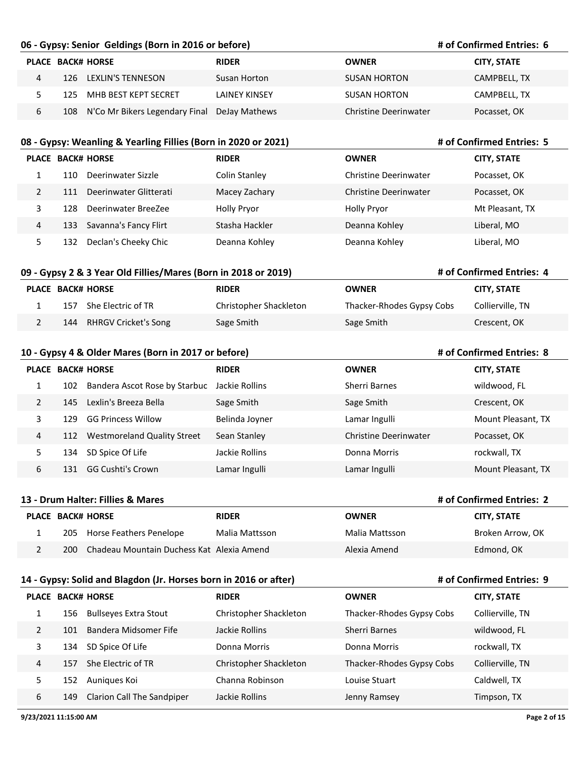## 06 - Gypsy: Senior Geldings (Born in 2016 or before)

**# of Confirmed Entries: 6**

| PLACE | BACK# | HORSE | RIDER | OWNER | CITY, STATE |
|---|---|---|---|---|---|
| 4 | 126 | LEXLIN'S TENNESON | Susan Horton | SUSAN HORTON | CAMPBELL, TX |
| 5 | 125 | MHB BEST KEPT SECRET | LAINEY KINSEY | SUSAN HORTON | CAMPBELL, TX |
| 6 | 108 | N'Co Mr Bikers Legendary Final | DeJay Mathews | Christine Deerinwater | Pocasset, OK |

## 08 - Gypsy: Weanling & Yearling Fillies (Born in 2020 or 2021)

**# of Confirmed Entries: 5**

| PLACE | BACK# | HORSE | RIDER | OWNER | CITY, STATE |
|---|---|---|---|---|---|
| 1 | 110 | Deerinwater Sizzle | Colin Stanley | Christine Deerinwater | Pocasset, OK |
| 2 | 111 | Deerinwater Glitterati | Macey Zachary | Christine Deerinwater | Pocasset, OK |
| 3 | 128 | Deerinwater BreeZee | Holly Pryor | Holly Pryor | Mt Pleasant, TX |
| 4 | 133 | Savanna's Fancy Flirt | Stasha Hackler | Deanna Kohley | Liberal, MO |
| 5 | 132 | Declan's Cheeky Chic | Deanna Kohley | Deanna Kohley | Liberal, MO |

## 09 - Gypsy 2 & 3 Year Old Fillies/Mares (Born in 2018 or 2019)

**# of Confirmed Entries: 4**

| PLACE | BACK# | HORSE | RIDER | OWNER | CITY, STATE |
|---|---|---|---|---|---|
| 1 | 157 | She Electric of TR | Christopher Shackleton | Thacker-Rhodes Gypsy Cobs | Collierville, TN |
| 2 | 144 | RHRGV Cricket's Song | Sage Smith | Sage Smith | Crescent, OK |

## 10 - Gypsy 4 & Older Mares (Born in 2017 or before)

**# of Confirmed Entries: 8**

| PLACE | BACK# | HORSE | RIDER | OWNER | CITY, STATE |
|---|---|---|---|---|---|
| 1 | 102 | Bandera Ascot Rose by Starbuc | Jackie Rollins | Sherri Barnes | wildwood, FL |
| 2 | 145 | Lexlin's Breeza Bella | Sage Smith | Sage Smith | Crescent, OK |
| 3 | 129 | GG Princess Willow | Belinda Joyner | Lamar Ingulli | Mount Pleasant, TX |
| 4 | 112 | Westmoreland Quality Street | Sean Stanley | Christine Deerinwater | Pocasset, OK |
| 5 | 134 | SD Spice Of Life | Jackie Rollins | Donna Morris | rockwall, TX |
| 6 | 131 | GG Cushti's Crown | Lamar Ingulli | Lamar Ingulli | Mount Pleasant, TX |

## 13 - Drum Halter: Fillies & Mares

**# of Confirmed Entries: 2**

| PLACE | BACK# | HORSE | RIDER | OWNER | CITY, STATE |
|---|---|---|---|---|---|
| 1 | 205 | Horse Feathers Penelope | Malia Mattsson | Malia Mattsson | Broken Arrow, OK |
| 2 | 200 | Chadeau Mountain Duchess Kat | Alexia Amend | Alexia Amend | Edmond, OK |

## 14 - Gypsy: Solid and Blagdon (Jr. Horses born in 2016 or after)

**# of Confirmed Entries: 9**

| PLACE | BACK# | HORSE | RIDER | OWNER | CITY, STATE |
|---|---|---|---|---|---|
| 1 | 156 | Bullseyes Extra Stout | Christopher Shackleton | Thacker-Rhodes Gypsy Cobs | Collierville, TN |
| 2 | 101 | Bandera Midsomer Fife | Jackie Rollins | Sherri Barnes | wildwood, FL |
| 3 | 134 | SD Spice Of Life | Donna Morris | Donna Morris | rockwall, TX |
| 4 | 157 | She Electric of TR | Christopher Shackleton | Thacker-Rhodes Gypsy Cobs | Collierville, TN |
| 5 | 152 | Auniques Koi | Channa Robinson | Louise Stuart | Caldwell, TX |
| 6 | 149 | Clarion Call The Sandpiper | Jackie Rollins | Jenny Ramsey | Timpson, TX |

9/23/2021 11:15:00 AM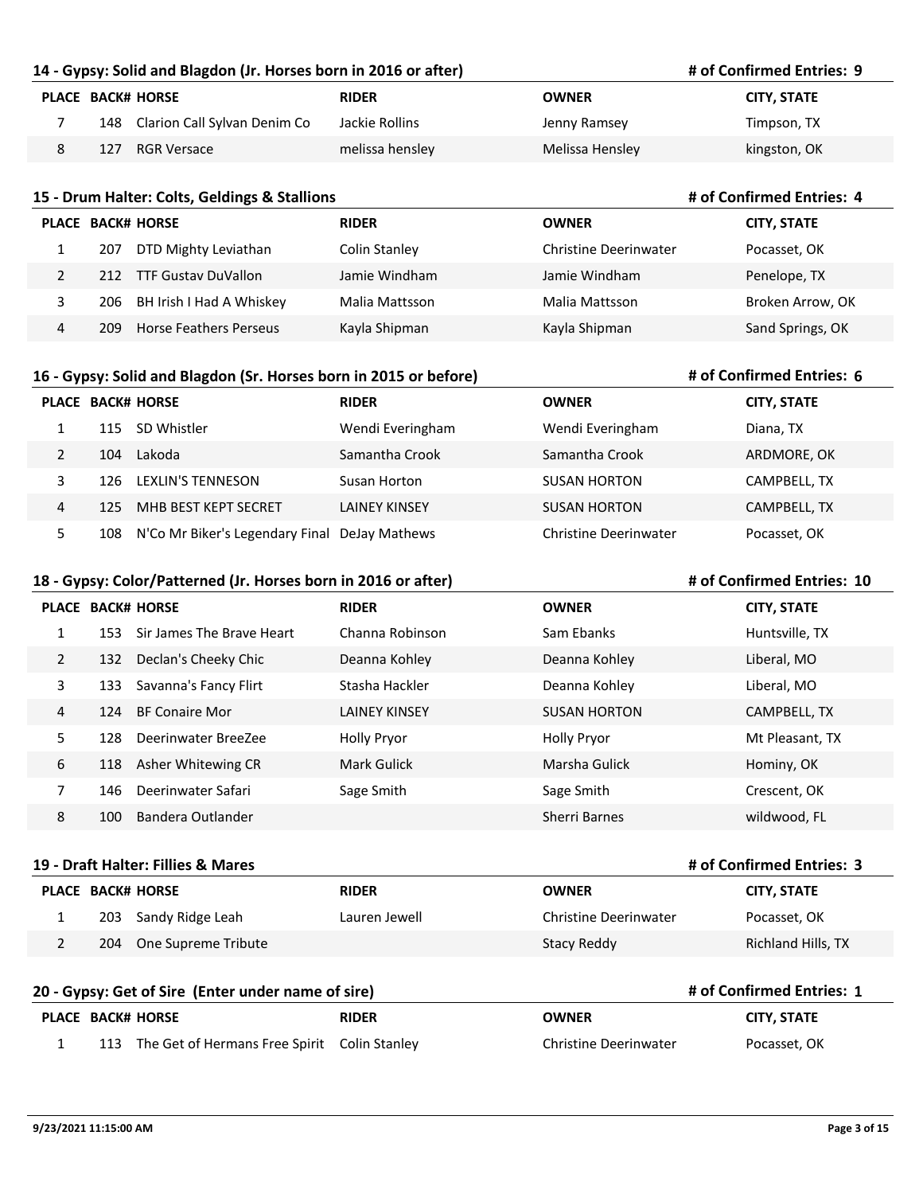## 14 - Gypsy: Solid and Blagdon (Jr. Horses born in 2016 or after)

**# of Confirmed Entries: 9**

| PLACE | BACK# | HORSE | RIDER | OWNER | CITY, STATE |
|---|---|---|---|---|---|
| 7 | 148 | Clarion Call Sylvan Denim Co | Jackie Rollins | Jenny Ramsey | Timpson, TX |
| 8 | 127 | RGR Versace | melissa hensley | Melissa Hensley | kingston, OK |

## 15 - Drum Halter: Colts, Geldings & Stallions

**# of Confirmed Entries: 4**

| PLACE | BACK# | HORSE | RIDER | OWNER | CITY, STATE |
|---|---|---|---|---|---|
| 1 | 207 | DTD Mighty Leviathan | Colin Stanley | Christine Deerinwater | Pocasset, OK |
| 2 | 212 | TTF Gustav DuVallon | Jamie Windham | Jamie Windham | Penelope, TX |
| 3 | 206 | BH Irish I Had A Whiskey | Malia Mattsson | Malia Mattsson | Broken Arrow, OK |
| 4 | 209 | Horse Feathers Perseus | Kayla Shipman | Kayla Shipman | Sand Springs, OK |

## 16 - Gypsy: Solid and Blagdon (Sr. Horses born in 2015 or before)

**# of Confirmed Entries: 6**

| PLACE | BACK# | HORSE | RIDER | OWNER | CITY, STATE |
|---|---|---|---|---|---|
| 1 | 115 | SD Whistler | Wendi Everingham | Wendi Everingham | Diana, TX |
| 2 | 104 | Lakoda | Samantha Crook | Samantha Crook | ARDMORE, OK |
| 3 | 126 | LEXLIN'S TENNESON | Susan Horton | SUSAN HORTON | CAMPBELL, TX |
| 4 | 125 | MHB BEST KEPT SECRET | LAINEY KINSEY | SUSAN HORTON | CAMPBELL, TX |
| 5 | 108 | N'Co Mr Biker's Legendary Final | DeJay Mathews | Christine Deerinwater | Pocasset, OK |

## 18 - Gypsy: Color/Patterned (Jr. Horses born in 2016 or after)

**# of Confirmed Entries: 10**

| PLACE | BACK# | HORSE | RIDER | OWNER | CITY, STATE |
|---|---|---|---|---|---|
| 1 | 153 | Sir James The Brave Heart | Channa Robinson | Sam Ebanks | Huntsville, TX |
| 2 | 132 | Declan's Cheeky Chic | Deanna Kohley | Deanna Kohley | Liberal, MO |
| 3 | 133 | Savanna's Fancy Flirt | Stasha Hackler | Deanna Kohley | Liberal, MO |
| 4 | 124 | BF Conaire Mor | LAINEY KINSEY | SUSAN HORTON | CAMPBELL, TX |
| 5 | 128 | Deerinwater BreeZee | Holly Pryor | Holly Pryor | Mt Pleasant, TX |
| 6 | 118 | Asher Whitewing CR | Mark Gulick | Marsha Gulick | Hominy, OK |
| 7 | 146 | Deerinwater Safari | Sage Smith | Sage Smith | Crescent, OK |
| 8 | 100 | Bandera Outlander | | Sherri Barnes | wildwood, FL |

## 19 - Draft Halter: Fillies & Mares

**# of Confirmed Entries: 3**

| PLACE | BACK# | HORSE | RIDER | OWNER | CITY, STATE |
|---|---|---|---|---|---|
| 1 | 203 | Sandy Ridge Leah | Lauren Jewell | Christine Deerinwater | Pocasset, OK |
| 2 | 204 | One Supreme Tribute | | Stacy Reddy | Richland Hills, TX |

## 20 - Gypsy: Get of Sire (Enter under name of sire)

**# of Confirmed Entries: 1**

| PLACE | BACK# | HORSE | RIDER | OWNER | CITY, STATE |
|---|---|---|---|---|---|
| 1 | 113 | The Get of Hermans Free Spirit | Colin Stanley | Christine Deerinwater | Pocasset, OK |

9/23/2021 11:15:00 AM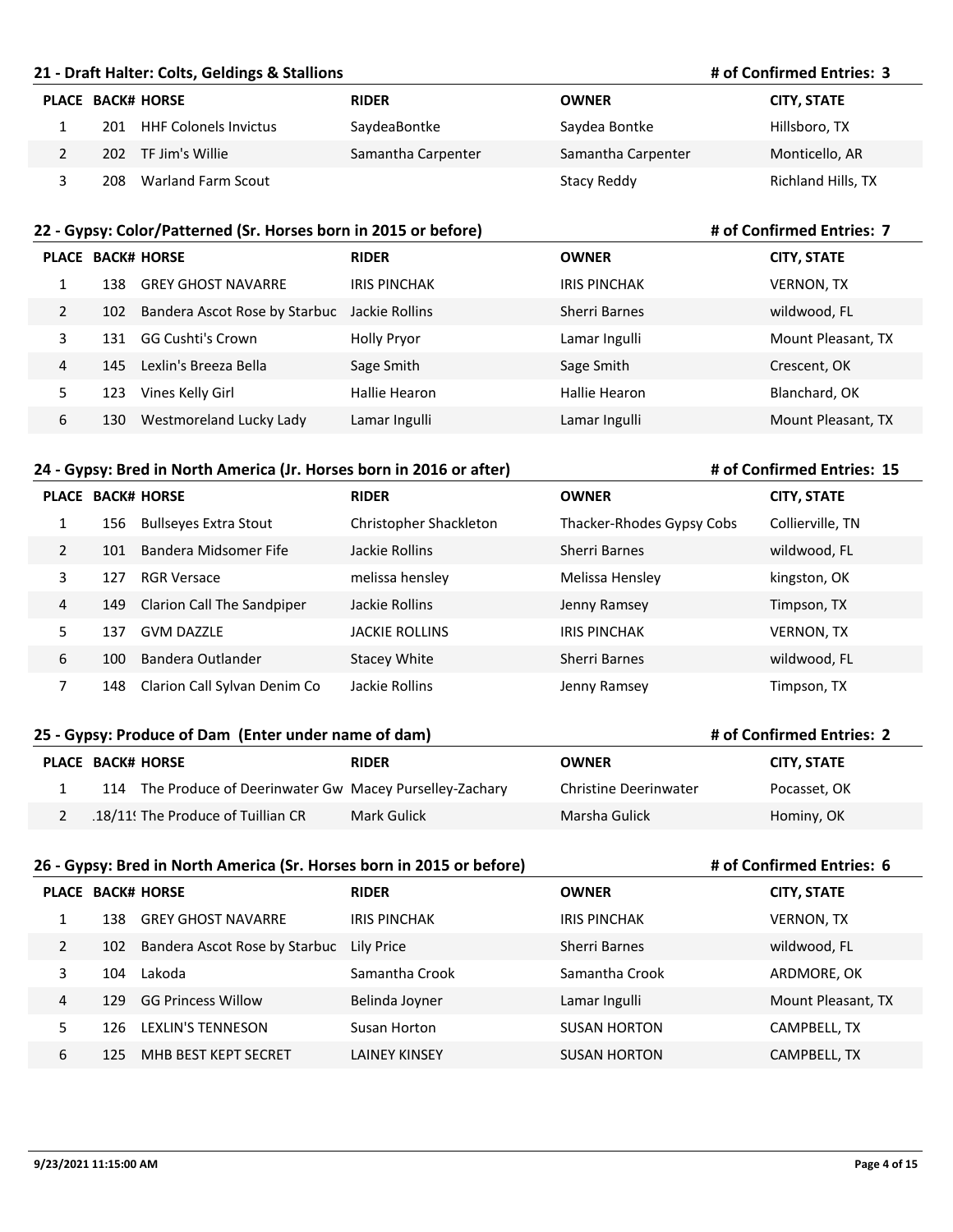## 21 - Draft Halter: Colts, Geldings & Stallions

**# of Confirmed Entries: 3**

| PLACE | BACK# | HORSE | RIDER | OWNER | CITY, STATE |
|---|---|---|---|---|---|
| 1 | 201 | HHF Colonels Invictus | SaydeaBontke | Saydea Bontke | Hillsboro, TX |
| 2 | 202 | TF Jim's Willie | Samantha Carpenter | Samantha Carpenter | Monticello, AR |
| 3 | 208 | Warland Farm Scout | | Stacy Reddy | Richland Hills, TX |

## 22 - Gypsy: Color/Patterned (Sr. Horses born in 2015 or before)

**# of Confirmed Entries: 7**

| PLACE | BACK# | HORSE | RIDER | OWNER | CITY, STATE |
|---|---|---|---|---|---|
| 1 | 138 | GREY GHOST NAVARRE | IRIS PINCHAK | IRIS PINCHAK | VERNON, TX |
| 2 | 102 | Bandera Ascot Rose by Starbuc | Jackie Rollins | Sherri Barnes | wildwood, FL |
| 3 | 131 | GG Cushti's Crown | Holly Pryor | Lamar Ingulli | Mount Pleasant, TX |
| 4 | 145 | Lexlin's Breeza Bella | Sage Smith | Sage Smith | Crescent, OK |
| 5 | 123 | Vines Kelly Girl | Hallie Hearon | Hallie Hearon | Blanchard, OK |
| 6 | 130 | Westmoreland Lucky Lady | Lamar Ingulli | Lamar Ingulli | Mount Pleasant, TX |

## 24 - Gypsy: Bred in North America (Jr. Horses born in 2016 or after)

**# of Confirmed Entries: 15**

| PLACE | BACK# | HORSE | RIDER | OWNER | CITY, STATE |
|---|---|---|---|---|---|
| 1 | 156 | Bullseyes Extra Stout | Christopher Shackleton | Thacker-Rhodes Gypsy Cobs | Collierville, TN |
| 2 | 101 | Bandera Midsomer Fife | Jackie Rollins | Sherri Barnes | wildwood, FL |
| 3 | 127 | RGR Versace | melissa hensley | Melissa Hensley | kingston, OK |
| 4 | 149 | Clarion Call The Sandpiper | Jackie Rollins | Jenny Ramsey | Timpson, TX |
| 5 | 137 | GVM DAZZLE | JACKIE ROLLINS | IRIS PINCHAK | VERNON, TX |
| 6 | 100 | Bandera Outlander | Stacey White | Sherri Barnes | wildwood, FL |
| 7 | 148 | Clarion Call Sylvan Denim Co | Jackie Rollins | Jenny Ramsey | Timpson, TX |

## 25 - Gypsy: Produce of Dam (Enter under name of dam)

**# of Confirmed Entries: 2**

| PLACE | BACK# | HORSE | RIDER | OWNER | CITY, STATE |
|---|---|---|---|---|---|
| 1 | 114 | The Produce of Deerinwater Gw | Macey Purselley-Zachary | Christine Deerinwater | Pocasset, OK |
| 2 | .18/11! | The Produce of Tuillian CR | Mark Gulick | Marsha Gulick | Hominy, OK |

## 26 - Gypsy: Bred in North America (Sr. Horses born in 2015 or before)

**# of Confirmed Entries: 6**

| PLACE | BACK# | HORSE | RIDER | OWNER | CITY, STATE |
|---|---|---|---|---|---|
| 1 | 138 | GREY GHOST NAVARRE | IRIS PINCHAK | IRIS PINCHAK | VERNON, TX |
| 2 | 102 | Bandera Ascot Rose by Starbuc | Lily Price | Sherri Barnes | wildwood, FL |
| 3 | 104 | Lakoda | Samantha Crook | Samantha Crook | ARDMORE, OK |
| 4 | 129 | GG Princess Willow | Belinda Joyner | Lamar Ingulli | Mount Pleasant, TX |
| 5 | 126 | LEXLIN'S TENNESON | Susan Horton | SUSAN HORTON | CAMPBELL, TX |
| 6 | 125 | MHB BEST KEPT SECRET | LAINEY KINSEY | SUSAN HORTON | CAMPBELL, TX |

9/23/2021 11:15:00 AM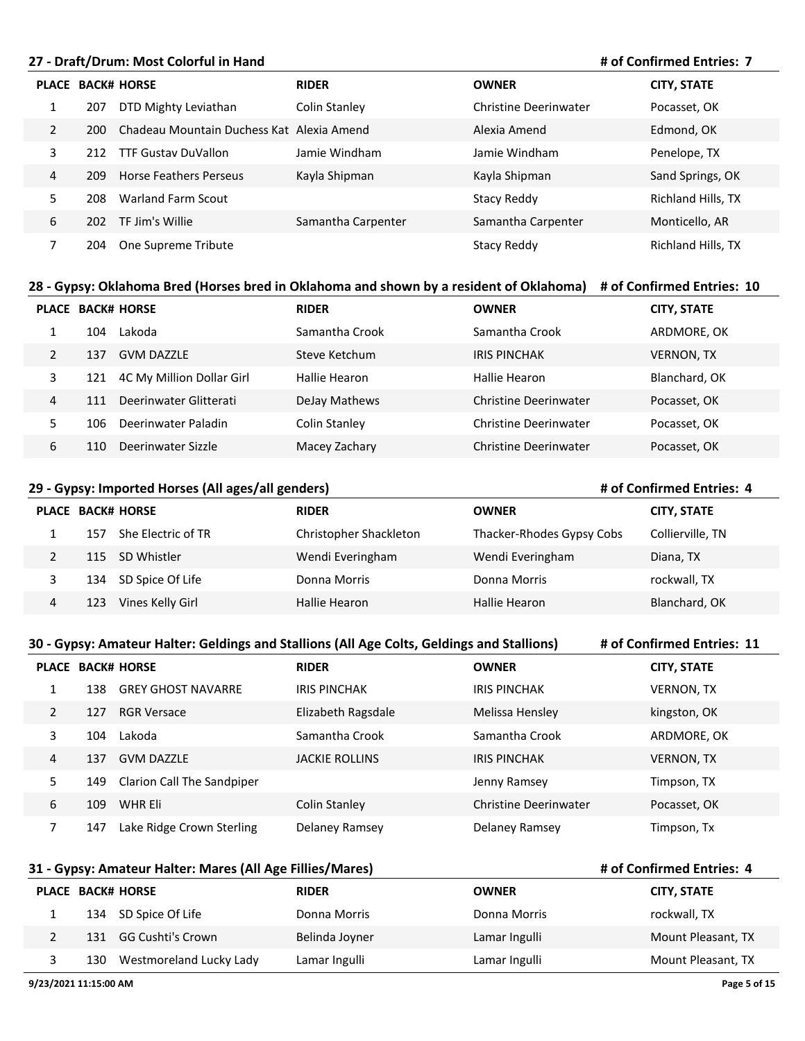## 27 - Draft/Drum: Most Colorful in Hand

**# of Confirmed Entries: 7**

| PLACE | BACK# | HORSE | RIDER | OWNER | CITY, STATE |
|---|---|---|---|---|---|
| 1 | 207 | DTD Mighty Leviathan | Colin Stanley | Christine Deerinwater | Pocasset, OK |
| 2 | 200 | Chadeau Mountain Duchess Kat | Alexia Amend | Alexia Amend | Edmond, OK |
| 3 | 212 | TTF Gustav DuVallon | Jamie Windham | Jamie Windham | Penelope, TX |
| 4 | 209 | Horse Feathers Perseus | Kayla Shipman | Kayla Shipman | Sand Springs, OK |
| 5 | 208 | Warland Farm Scout | | Stacy Reddy | Richland Hills, TX |
| 6 | 202 | TF Jim's Willie | Samantha Carpenter | Samantha Carpenter | Monticello, AR |
| 7 | 204 | One Supreme Tribute | | Stacy Reddy | Richland Hills, TX |

## 28 - Gypsy: Oklahoma Bred (Horses bred in Oklahoma and shown by a resident of Oklahoma)

**# of Confirmed Entries: 10**

| PLACE | BACK# | HORSE | RIDER | OWNER | CITY, STATE |
|---|---|---|---|---|---|
| 1 | 104 | Lakoda | Samantha Crook | Samantha Crook | ARDMORE, OK |
| 2 | 137 | GVM DAZZLE | Steve Ketchum | IRIS PINCHAK | VERNON, TX |
| 3 | 121 | 4C My Million Dollar Girl | Hallie Hearon | Hallie Hearon | Blanchard, OK |
| 4 | 111 | Deerinwater Glitterati | DeJay Mathews | Christine Deerinwater | Pocasset, OK |
| 5 | 106 | Deerinwater Paladin | Colin Stanley | Christine Deerinwater | Pocasset, OK |
| 6 | 110 | Deerinwater Sizzle | Macey Zachary | Christine Deerinwater | Pocasset, OK |

## 29 - Gypsy: Imported Horses (All ages/all genders)

**# of Confirmed Entries: 4**

| PLACE | BACK# | HORSE | RIDER | OWNER | CITY, STATE |
|---|---|---|---|---|---|
| 1 | 157 | She Electric of TR | Christopher Shackleton | Thacker-Rhodes Gypsy Cobs | Collierville, TN |
| 2 | 115 | SD Whistler | Wendi Everingham | Wendi Everingham | Diana, TX |
| 3 | 134 | SD Spice Of Life | Donna Morris | Donna Morris | rockwall, TX |
| 4 | 123 | Vines Kelly Girl | Hallie Hearon | Hallie Hearon | Blanchard, OK |

## 30 - Gypsy: Amateur Halter: Geldings and Stallions (All Age Colts, Geldings and Stallions)

**# of Confirmed Entries: 11**

| PLACE | BACK# | HORSE | RIDER | OWNER | CITY, STATE |
|---|---|---|---|---|---|
| 1 | 138 | GREY GHOST NAVARRE | IRIS PINCHAK | IRIS PINCHAK | VERNON, TX |
| 2 | 127 | RGR Versace | Elizabeth Ragsdale | Melissa Hensley | kingston, OK |
| 3 | 104 | Lakoda | Samantha Crook | Samantha Crook | ARDMORE, OK |
| 4 | 137 | GVM DAZZLE | JACKIE ROLLINS | IRIS PINCHAK | VERNON, TX |
| 5 | 149 | Clarion Call The Sandpiper | | Jenny Ramsey | Timpson, TX |
| 6 | 109 | WHR Eli | Colin Stanley | Christine Deerinwater | Pocasset, OK |
| 7 | 147 | Lake Ridge Crown Sterling | Delaney Ramsey | Delaney Ramsey | Timpson, Tx |

## 31 - Gypsy: Amateur Halter: Mares (All Age Fillies/Mares)

**# of Confirmed Entries: 4**

| PLACE | BACK# | HORSE | RIDER | OWNER | CITY, STATE |
|---|---|---|---|---|---|
| 1 | 134 | SD Spice Of Life | Donna Morris | Donna Morris | rockwall, TX |
| 2 | 131 | GG Cushti's Crown | Belinda Joyner | Lamar Ingulli | Mount Pleasant, TX |
| 3 | 130 | Westmoreland Lucky Lady | Lamar Ingulli | Lamar Ingulli | Mount Pleasant, TX |

9/23/2021 11:15:00 AM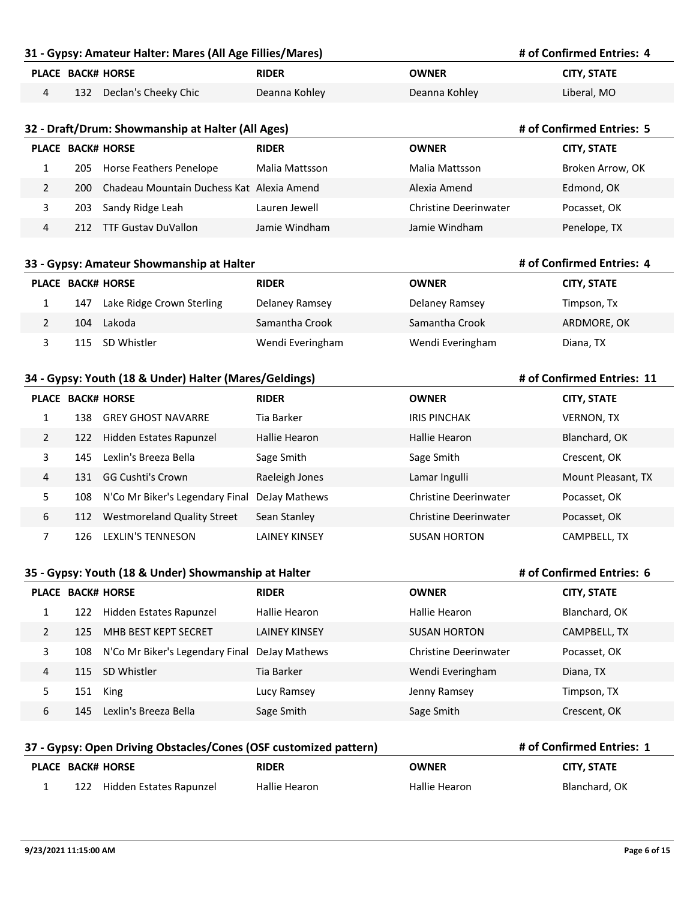## 31 - Gypsy: Amateur Halter: Mares (All Age Fillies/Mares)

**# of Confirmed Entries: 4**

| PLACE | BACK# | HORSE | RIDER | OWNER | CITY, STATE |
|---|---|---|---|---|---|
| 4 | 132 | Declan's Cheeky Chic | Deanna Kohley | Deanna Kohley | Liberal, MO |

## 32 - Draft/Drum: Showmanship at Halter (All Ages)

**# of Confirmed Entries: 5**

| PLACE | BACK# | HORSE | RIDER | OWNER | CITY, STATE |
|---|---|---|---|---|---|
| 1 | 205 | Horse Feathers Penelope | Malia Mattsson | Malia Mattsson | Broken Arrow, OK |
| 2 | 200 | Chadeau Mountain Duchess Kat | Alexia Amend | Alexia Amend | Edmond, OK |
| 3 | 203 | Sandy Ridge Leah | Lauren Jewell | Christine Deerinwater | Pocasset, OK |
| 4 | 212 | TTF Gustav DuVallon | Jamie Windham | Jamie Windham | Penelope, TX |

## 33 - Gypsy: Amateur Showmanship at Halter

**# of Confirmed Entries: 4**

| PLACE | BACK# | HORSE | RIDER | OWNER | CITY, STATE |
|---|---|---|---|---|---|
| 1 | 147 | Lake Ridge Crown Sterling | Delaney Ramsey | Delaney Ramsey | Timpson, Tx |
| 2 | 104 | Lakoda | Samantha Crook | Samantha Crook | ARDMORE, OK |
| 3 | 115 | SD Whistler | Wendi Everingham | Wendi Everingham | Diana, TX |

## 34 - Gypsy: Youth (18 & Under) Halter (Mares/Geldings)

**# of Confirmed Entries: 11**

| PLACE | BACK# | HORSE | RIDER | OWNER | CITY, STATE |
|---|---|---|---|---|---|
| 1 | 138 | GREY GHOST NAVARRE | Tia Barker | IRIS PINCHAK | VERNON, TX |
| 2 | 122 | Hidden Estates Rapunzel | Hallie Hearon | Hallie Hearon | Blanchard, OK |
| 3 | 145 | Lexlin's Breeza Bella | Sage Smith | Sage Smith | Crescent, OK |
| 4 | 131 | GG Cushti's Crown | Raeleigh Jones | Lamar Ingulli | Mount Pleasant, TX |
| 5 | 108 | N'Co Mr Biker's Legendary Final | DeJay Mathews | Christine Deerinwater | Pocasset, OK |
| 6 | 112 | Westmoreland Quality Street | Sean Stanley | Christine Deerinwater | Pocasset, OK |
| 7 | 126 | LEXLIN'S TENNESON | LAINEY KINSEY | SUSAN HORTON | CAMPBELL, TX |

## 35 - Gypsy: Youth (18 & Under) Showmanship at Halter

**# of Confirmed Entries: 6**

| PLACE | BACK# | HORSE | RIDER | OWNER | CITY, STATE |
|---|---|---|---|---|---|
| 1 | 122 | Hidden Estates Rapunzel | Hallie Hearon | Hallie Hearon | Blanchard, OK |
| 2 | 125 | MHB BEST KEPT SECRET | LAINEY KINSEY | SUSAN HORTON | CAMPBELL, TX |
| 3 | 108 | N'Co Mr Biker's Legendary Final | DeJay Mathews | Christine Deerinwater | Pocasset, OK |
| 4 | 115 | SD Whistler | Tia Barker | Wendi Everingham | Diana, TX |
| 5 | 151 | King | Lucy Ramsey | Jenny Ramsey | Timpson, TX |
| 6 | 145 | Lexlin's Breeza Bella | Sage Smith | Sage Smith | Crescent, OK |

## 37 - Gypsy: Open Driving Obstacles/Cones (OSF customized pattern)

**# of Confirmed Entries: 1**

| PLACE | BACK# | HORSE | RIDER | OWNER | CITY, STATE |
|---|---|---|---|---|---|
| 1 | 122 | Hidden Estates Rapunzel | Hallie Hearon | Hallie Hearon | Blanchard, OK |

9/23/2021 11:15:00 AM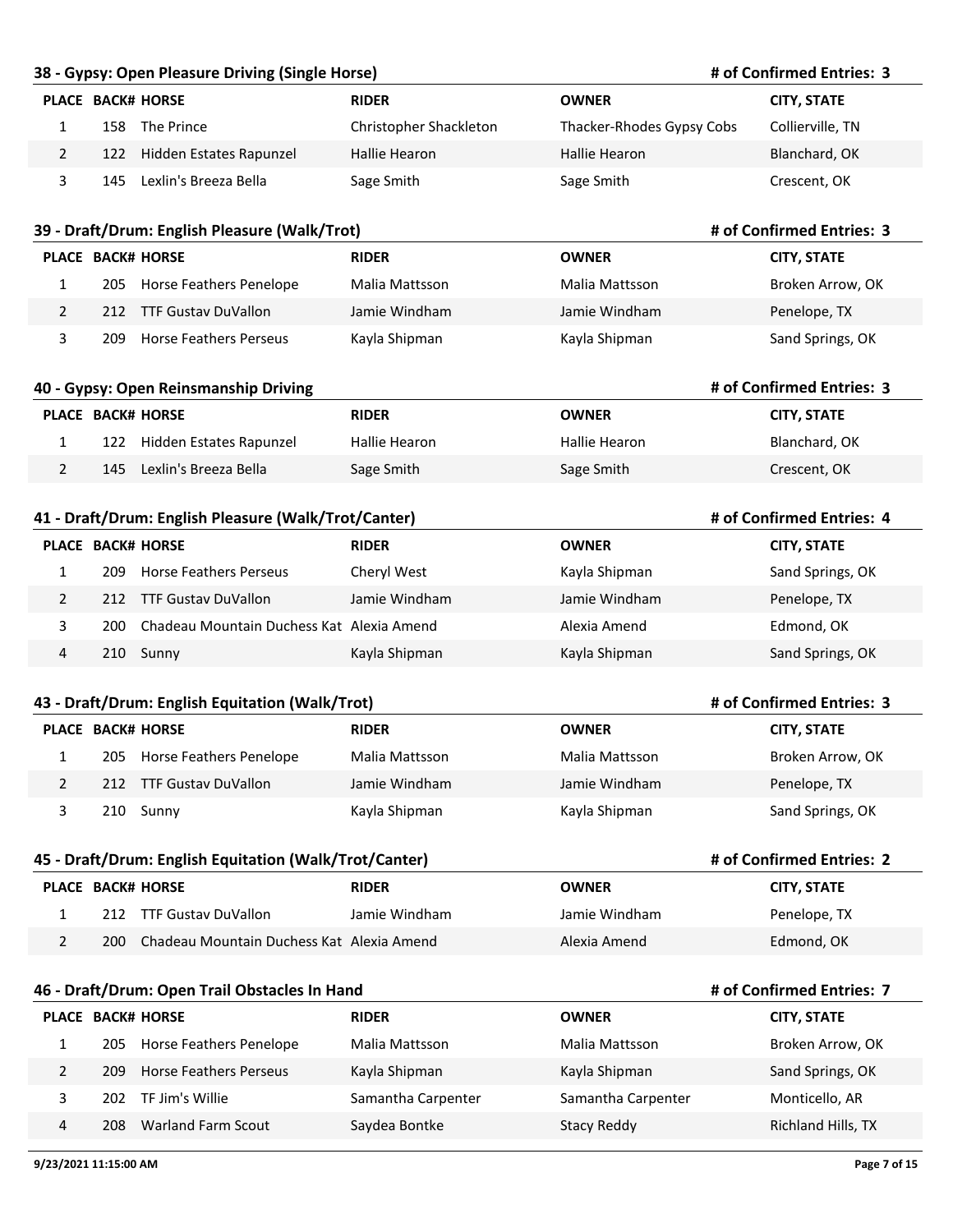## 38 - Gypsy: Open Pleasure Driving (Single Horse)

**# of Confirmed Entries: 3**

| PLACE | BACK# | HORSE | RIDER | OWNER | CITY, STATE |
|---|---|---|---|---|---|
| 1 | 158 | The Prince | Christopher Shackleton | Thacker-Rhodes Gypsy Cobs | Collierville, TN |
| 2 | 122 | Hidden Estates Rapunzel | Hallie Hearon | Hallie Hearon | Blanchard, OK |
| 3 | 145 | Lexlin's Breeza Bella | Sage Smith | Sage Smith | Crescent, OK |

## 39 - Draft/Drum: English Pleasure (Walk/Trot)

**# of Confirmed Entries: 3**

| PLACE | BACK# | HORSE | RIDER | OWNER | CITY, STATE |
|---|---|---|---|---|---|
| 1 | 205 | Horse Feathers Penelope | Malia Mattsson | Malia Mattsson | Broken Arrow, OK |
| 2 | 212 | TTF Gustav DuVallon | Jamie Windham | Jamie Windham | Penelope, TX |
| 3 | 209 | Horse Feathers Perseus | Kayla Shipman | Kayla Shipman | Sand Springs, OK |

## 40 - Gypsy: Open Reinsmanship Driving

**# of Confirmed Entries: 3**

| PLACE | BACK# | HORSE | RIDER | OWNER | CITY, STATE |
|---|---|---|---|---|---|
| 1 | 122 | Hidden Estates Rapunzel | Hallie Hearon | Hallie Hearon | Blanchard, OK |
| 2 | 145 | Lexlin's Breeza Bella | Sage Smith | Sage Smith | Crescent, OK |

## 41 - Draft/Drum: English Pleasure (Walk/Trot/Canter)

**# of Confirmed Entries: 4**

| PLACE | BACK# | HORSE | RIDER | OWNER | CITY, STATE |
|---|---|---|---|---|---|
| 1 | 209 | Horse Feathers Perseus | Cheryl West | Kayla Shipman | Sand Springs, OK |
| 2 | 212 | TTF Gustav DuVallon | Jamie Windham | Jamie Windham | Penelope, TX |
| 3 | 200 | Chadeau Mountain Duchess Kat | Alexia Amend | Alexia Amend | Edmond, OK |
| 4 | 210 | Sunny | Kayla Shipman | Kayla Shipman | Sand Springs, OK |

## 43 - Draft/Drum: English Equitation (Walk/Trot)

**# of Confirmed Entries: 3**

| PLACE | BACK# | HORSE | RIDER | OWNER | CITY, STATE |
|---|---|---|---|---|---|
| 1 | 205 | Horse Feathers Penelope | Malia Mattsson | Malia Mattsson | Broken Arrow, OK |
| 2 | 212 | TTF Gustav DuVallon | Jamie Windham | Jamie Windham | Penelope, TX |
| 3 | 210 | Sunny | Kayla Shipman | Kayla Shipman | Sand Springs, OK |

## 45 - Draft/Drum: English Equitation (Walk/Trot/Canter)

**# of Confirmed Entries: 2**

| PLACE | BACK# | HORSE | RIDER | OWNER | CITY, STATE |
|---|---|---|---|---|---|
| 1 | 212 | TTF Gustav DuVallon | Jamie Windham | Jamie Windham | Penelope, TX |
| 2 | 200 | Chadeau Mountain Duchess Kat | Alexia Amend | Alexia Amend | Edmond, OK |

## 46 - Draft/Drum: Open Trail Obstacles In Hand

**# of Confirmed Entries: 7**

| PLACE | BACK# | HORSE | RIDER | OWNER | CITY, STATE |
|---|---|---|---|---|---|
| 1 | 205 | Horse Feathers Penelope | Malia Mattsson | Malia Mattsson | Broken Arrow, OK |
| 2 | 209 | Horse Feathers Perseus | Kayla Shipman | Kayla Shipman | Sand Springs, OK |
| 3 | 202 | TF Jim's Willie | Samantha Carpenter | Samantha Carpenter | Monticello, AR |
| 4 | 208 | Warland Farm Scout | Saydea Bontke | Stacy Reddy | Richland Hills, TX |

9/23/2021 11:15:00 AM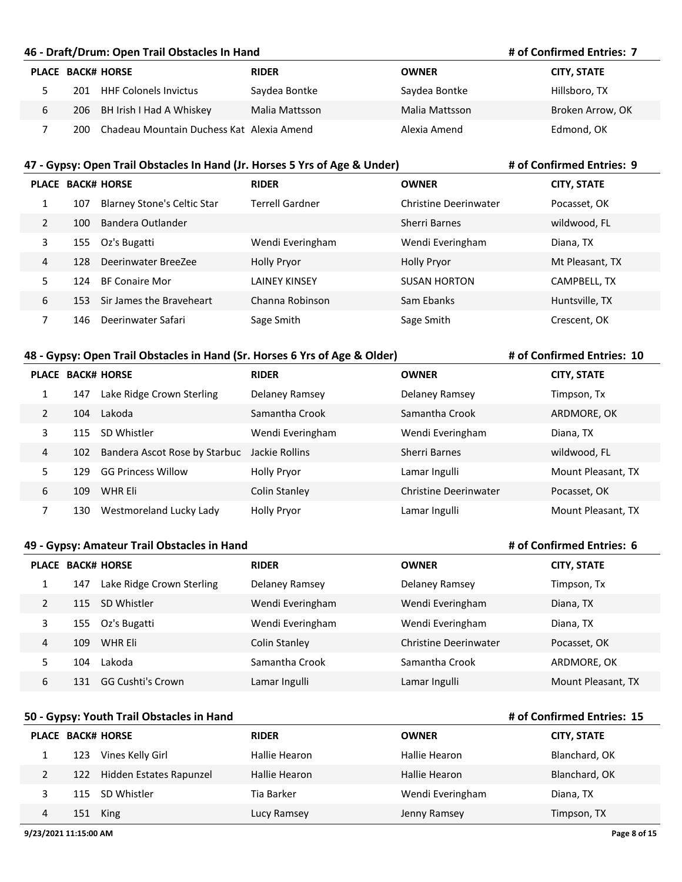## 46 - Draft/Drum: Open Trail Obstacles In Hand

**# of Confirmed Entries: 7**

| PLACE | BACK# | HORSE | RIDER | OWNER | CITY, STATE |
|---|---|---|---|---|---|
| 5 | 201 | HHF Colonels Invictus | Saydea Bontke | Saydea Bontke | Hillsboro, TX |
| 6 | 206 | BH Irish I Had A Whiskey | Malia Mattsson | Malia Mattsson | Broken Arrow, OK |
| 7 | 200 | Chadeau Mountain Duchess Kat | Alexia Amend | Alexia Amend | Edmond, OK |

## 47 - Gypsy: Open Trail Obstacles In Hand (Jr. Horses 5 Yrs of Age & Under)

**# of Confirmed Entries: 9**

| PLACE | BACK# | HORSE | RIDER | OWNER | CITY, STATE |
|---|---|---|---|---|---|
| 1 | 107 | Blarney Stone's Celtic Star | Terrell Gardner | Christine Deerinwater | Pocasset, OK |
| 2 | 100 | Bandera Outlander | | Sherri Barnes | wildwood, FL |
| 3 | 155 | Oz's Bugatti | Wendi Everingham | Wendi Everingham | Diana, TX |
| 4 | 128 | Deerinwater BreeZee | Holly Pryor | Holly Pryor | Mt Pleasant, TX |
| 5 | 124 | BF Conaire Mor | LAINEY KINSEY | SUSAN HORTON | CAMPBELL, TX |
| 6 | 153 | Sir James the Braveheart | Channa Robinson | Sam Ebanks | Huntsville, TX |
| 7 | 146 | Deerinwater Safari | Sage Smith | Sage Smith | Crescent, OK |

## 48 - Gypsy: Open Trail Obstacles in Hand (Sr. Horses 6 Yrs of Age & Older)

**# of Confirmed Entries: 10**

| PLACE | BACK# | HORSE | RIDER | OWNER | CITY, STATE |
|---|---|---|---|---|---|
| 1 | 147 | Lake Ridge Crown Sterling | Delaney Ramsey | Delaney Ramsey | Timpson, Tx |
| 2 | 104 | Lakoda | Samantha Crook | Samantha Crook | ARDMORE, OK |
| 3 | 115 | SD Whistler | Wendi Everingham | Wendi Everingham | Diana, TX |
| 4 | 102 | Bandera Ascot Rose by Starbuc | Jackie Rollins | Sherri Barnes | wildwood, FL |
| 5 | 129 | GG Princess Willow | Holly Pryor | Lamar Ingulli | Mount Pleasant, TX |
| 6 | 109 | WHR Eli | Colin Stanley | Christine Deerinwater | Pocasset, OK |
| 7 | 130 | Westmoreland Lucky Lady | Holly Pryor | Lamar Ingulli | Mount Pleasant, TX |

## 49 - Gypsy: Amateur Trail Obstacles in Hand

**# of Confirmed Entries: 6**

| PLACE | BACK# | HORSE | RIDER | OWNER | CITY, STATE |
|---|---|---|---|---|---|
| 1 | 147 | Lake Ridge Crown Sterling | Delaney Ramsey | Delaney Ramsey | Timpson, Tx |
| 2 | 115 | SD Whistler | Wendi Everingham | Wendi Everingham | Diana, TX |
| 3 | 155 | Oz's Bugatti | Wendi Everingham | Wendi Everingham | Diana, TX |
| 4 | 109 | WHR Eli | Colin Stanley | Christine Deerinwater | Pocasset, OK |
| 5 | 104 | Lakoda | Samantha Crook | Samantha Crook | ARDMORE, OK |
| 6 | 131 | GG Cushti's Crown | Lamar Ingulli | Lamar Ingulli | Mount Pleasant, TX |

## 50 - Gypsy: Youth Trail Obstacles in Hand

**# of Confirmed Entries: 15**

| PLACE | BACK# | HORSE | RIDER | OWNER | CITY, STATE |
|---|---|---|---|---|---|
| 1 | 123 | Vines Kelly Girl | Hallie Hearon | Hallie Hearon | Blanchard, OK |
| 2 | 122 | Hidden Estates Rapunzel | Hallie Hearon | Hallie Hearon | Blanchard, OK |
| 3 | 115 | SD Whistler | Tia Barker | Wendi Everingham | Diana, TX |
| 4 | 151 | King | Lucy Ramsey | Jenny Ramsey | Timpson, TX |

9/23/2021 11:15:00 AM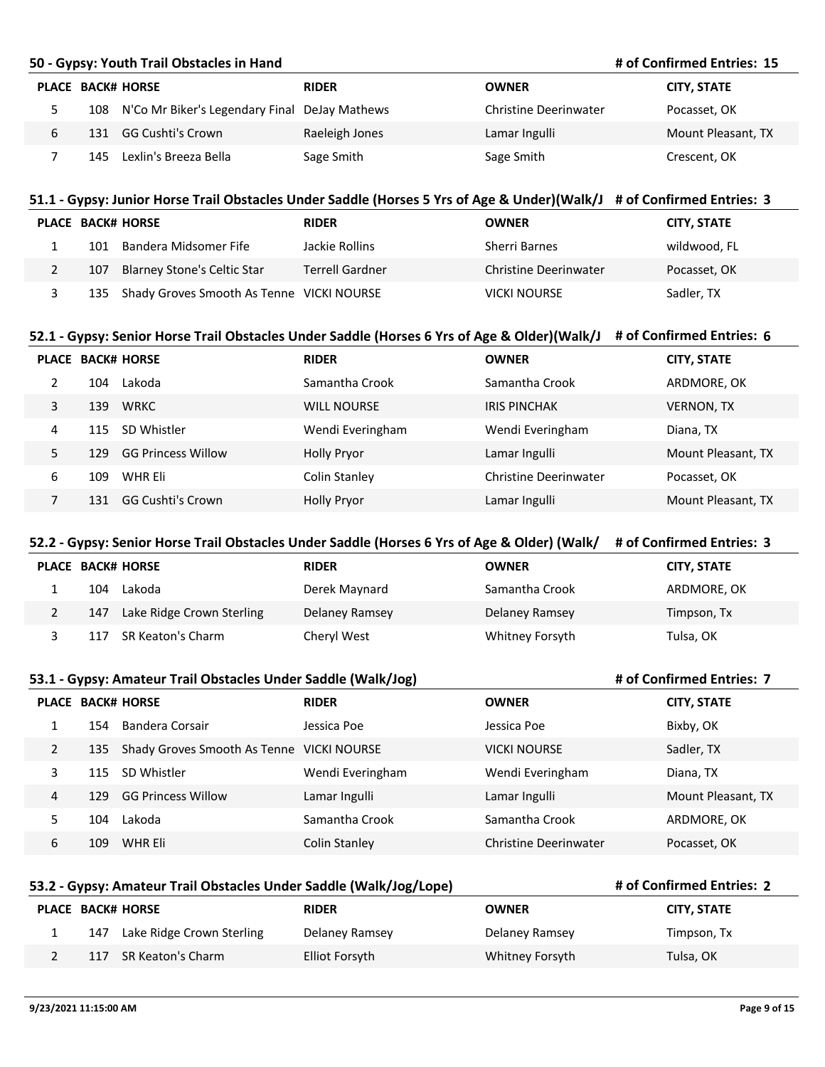## 50 - Gypsy: Youth Trail Obstacles in Hand

# of Confirmed Entries: 15

| PLACE | BACK# | HORSE | RIDER | OWNER | CITY, STATE |
|---|---|---|---|---|---|
| 5 | 108 | N'Co Mr Biker's Legendary Final | DeJay Mathews | Christine Deerinwater | Pocasset, OK |
| 6 | 131 | GG Cushti's Crown | Raeleigh Jones | Lamar Ingulli | Mount Pleasant, TX |
| 7 | 145 | Lexlin's Breeza Bella | Sage Smith | Sage Smith | Crescent, OK |

## 51.1 - Gypsy: Junior Horse Trail Obstacles Under Saddle (Horses 5 Yrs of Age & Under)(Walk/J

# of Confirmed Entries: 3

| PLACE | BACK# | HORSE | RIDER | OWNER | CITY, STATE |
|---|---|---|---|---|---|
| 1 | 101 | Bandera Midsomer Fife | Jackie Rollins | Sherri Barnes | wildwood, FL |
| 2 | 107 | Blarney Stone's Celtic Star | Terrell Gardner | Christine Deerinwater | Pocasset, OK |
| 3 | 135 | Shady Groves Smooth As Tenne | VICKI NOURSE | VICKI NOURSE | Sadler, TX |

## 52.1 - Gypsy: Senior Horse Trail Obstacles Under Saddle (Horses 6 Yrs of Age & Older)(Walk/J

# of Confirmed Entries: 6

| PLACE | BACK# | HORSE | RIDER | OWNER | CITY, STATE |
|---|---|---|---|---|---|
| 2 | 104 | Lakoda | Samantha Crook | Samantha Crook | ARDMORE, OK |
| 3 | 139 | WRKC | WILL NOURSE | IRIS PINCHAK | VERNON, TX |
| 4 | 115 | SD Whistler | Wendi Everingham | Wendi Everingham | Diana, TX |
| 5 | 129 | GG Princess Willow | Holly Pryor | Lamar Ingulli | Mount Pleasant, TX |
| 6 | 109 | WHR Eli | Colin Stanley | Christine Deerinwater | Pocasset, OK |
| 7 | 131 | GG Cushti's Crown | Holly Pryor | Lamar Ingulli | Mount Pleasant, TX |

## 52.2 - Gypsy: Senior Horse Trail Obstacles Under Saddle (Horses 6 Yrs of Age & Older) (Walk/

# of Confirmed Entries: 3

| PLACE | BACK# | HORSE | RIDER | OWNER | CITY, STATE |
|---|---|---|---|---|---|
| 1 | 104 | Lakoda | Derek Maynard | Samantha Crook | ARDMORE, OK |
| 2 | 147 | Lake Ridge Crown Sterling | Delaney Ramsey | Delaney Ramsey | Timpson, Tx |
| 3 | 117 | SR Keaton's Charm | Cheryl West | Whitney Forsyth | Tulsa, OK |

## 53.1 - Gypsy: Amateur Trail Obstacles Under Saddle (Walk/Jog)

# of Confirmed Entries: 7

| PLACE | BACK# | HORSE | RIDER | OWNER | CITY, STATE |
|---|---|---|---|---|---|
| 1 | 154 | Bandera Corsair | Jessica Poe | Jessica Poe | Bixby, OK |
| 2 | 135 | Shady Groves Smooth As Tenne | VICKI NOURSE | VICKI NOURSE | Sadler, TX |
| 3 | 115 | SD Whistler | Wendi Everingham | Wendi Everingham | Diana, TX |
| 4 | 129 | GG Princess Willow | Lamar Ingulli | Lamar Ingulli | Mount Pleasant, TX |
| 5 | 104 | Lakoda | Samantha Crook | Samantha Crook | ARDMORE, OK |
| 6 | 109 | WHR Eli | Colin Stanley | Christine Deerinwater | Pocasset, OK |

## 53.2 - Gypsy: Amateur Trail Obstacles Under Saddle (Walk/Jog/Lope)

# of Confirmed Entries: 2

| PLACE | BACK# | HORSE | RIDER | OWNER | CITY, STATE |
|---|---|---|---|---|---|
| 1 | 147 | Lake Ridge Crown Sterling | Delaney Ramsey | Delaney Ramsey | Timpson, Tx |
| 2 | 117 | SR Keaton's Charm | Elliot Forsyth | Whitney Forsyth | Tulsa, OK |

9/23/2021 11:15:00 AM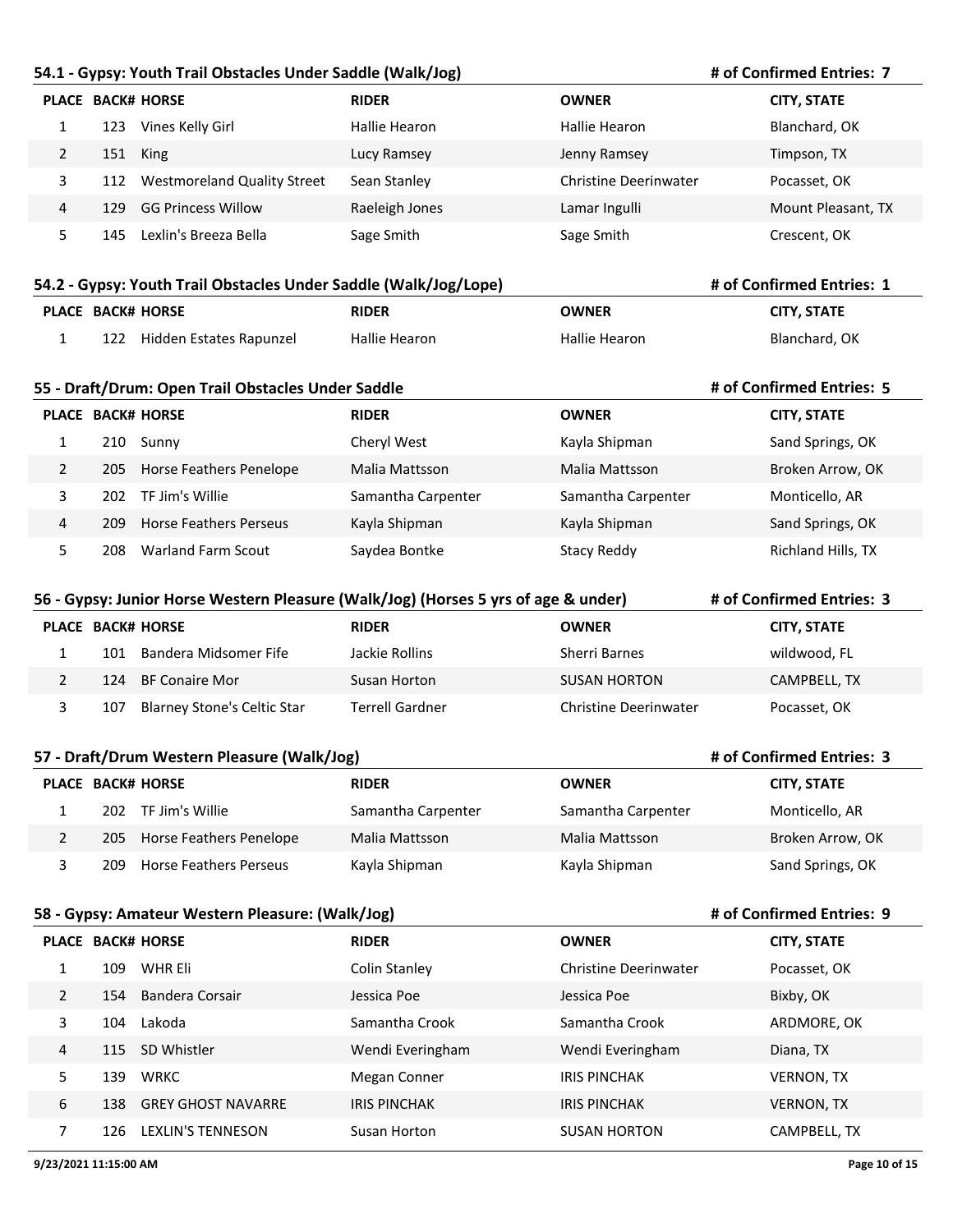## 54.1 - Gypsy: Youth Trail Obstacles Under Saddle (Walk/Jog)

**# of Confirmed Entries: 7**

| PLACE | BACK# | HORSE | RIDER | OWNER | CITY, STATE |
|---|---|---|---|---|---|
| 1 | 123 | Vines Kelly Girl | Hallie Hearon | Hallie Hearon | Blanchard, OK |
| 2 | 151 | King | Lucy Ramsey | Jenny Ramsey | Timpson, TX |
| 3 | 112 | Westmoreland Quality Street | Sean Stanley | Christine Deerinwater | Pocasset, OK |
| 4 | 129 | GG Princess Willow | Raeleigh Jones | Lamar Ingulli | Mount Pleasant, TX |
| 5 | 145 | Lexlin's Breeza Bella | Sage Smith | Sage Smith | Crescent, OK |

## 54.2 - Gypsy: Youth Trail Obstacles Under Saddle (Walk/Jog/Lope)

**# of Confirmed Entries: 1**

| PLACE | BACK# | HORSE | RIDER | OWNER | CITY, STATE |
|---|---|---|---|---|---|
| 1 | 122 | Hidden Estates Rapunzel | Hallie Hearon | Hallie Hearon | Blanchard, OK |

## 55 - Draft/Drum: Open Trail Obstacles Under Saddle

**# of Confirmed Entries: 5**

| PLACE | BACK# | HORSE | RIDER | OWNER | CITY, STATE |
|---|---|---|---|---|---|
| 1 | 210 | Sunny | Cheryl West | Kayla Shipman | Sand Springs, OK |
| 2 | 205 | Horse Feathers Penelope | Malia Mattsson | Malia Mattsson | Broken Arrow, OK |
| 3 | 202 | TF Jim's Willie | Samantha Carpenter | Samantha Carpenter | Monticello, AR |
| 4 | 209 | Horse Feathers Perseus | Kayla Shipman | Kayla Shipman | Sand Springs, OK |
| 5 | 208 | Warland Farm Scout | Saydea Bontke | Stacy Reddy | Richland Hills, TX |

## 56 - Gypsy: Junior Horse Western Pleasure (Walk/Jog) (Horses 5 yrs of age & under)

**# of Confirmed Entries: 3**

| PLACE | BACK# | HORSE | RIDER | OWNER | CITY, STATE |
|---|---|---|---|---|---|
| 1 | 101 | Bandera Midsomer Fife | Jackie Rollins | Sherri Barnes | wildwood, FL |
| 2 | 124 | BF Conaire Mor | Susan Horton | SUSAN HORTON | CAMPBELL, TX |
| 3 | 107 | Blarney Stone's Celtic Star | Terrell Gardner | Christine Deerinwater | Pocasset, OK |

## 57 - Draft/Drum Western Pleasure (Walk/Jog)

**# of Confirmed Entries: 3**

| PLACE | BACK# | HORSE | RIDER | OWNER | CITY, STATE |
|---|---|---|---|---|---|
| 1 | 202 | TF Jim's Willie | Samantha Carpenter | Samantha Carpenter | Monticello, AR |
| 2 | 205 | Horse Feathers Penelope | Malia Mattsson | Malia Mattsson | Broken Arrow, OK |
| 3 | 209 | Horse Feathers Perseus | Kayla Shipman | Kayla Shipman | Sand Springs, OK |

## 58 - Gypsy: Amateur Western Pleasure: (Walk/Jog)

**# of Confirmed Entries: 9**

| PLACE | BACK# | HORSE | RIDER | OWNER | CITY, STATE |
|---|---|---|---|---|---|
| 1 | 109 | WHR Eli | Colin Stanley | Christine Deerinwater | Pocasset, OK |
| 2 | 154 | Bandera Corsair | Jessica Poe | Jessica Poe | Bixby, OK |
| 3 | 104 | Lakoda | Samantha Crook | Samantha Crook | ARDMORE, OK |
| 4 | 115 | SD Whistler | Wendi Everingham | Wendi Everingham | Diana, TX |
| 5 | 139 | WRKC | Megan Conner | IRIS PINCHAK | VERNON, TX |
| 6 | 138 | GREY GHOST NAVARRE | IRIS PINCHAK | IRIS PINCHAK | VERNON, TX |
| 7 | 126 | LEXLIN'S TENNESON | Susan Horton | SUSAN HORTON | CAMPBELL, TX |

9/23/2021 11:15:00 AM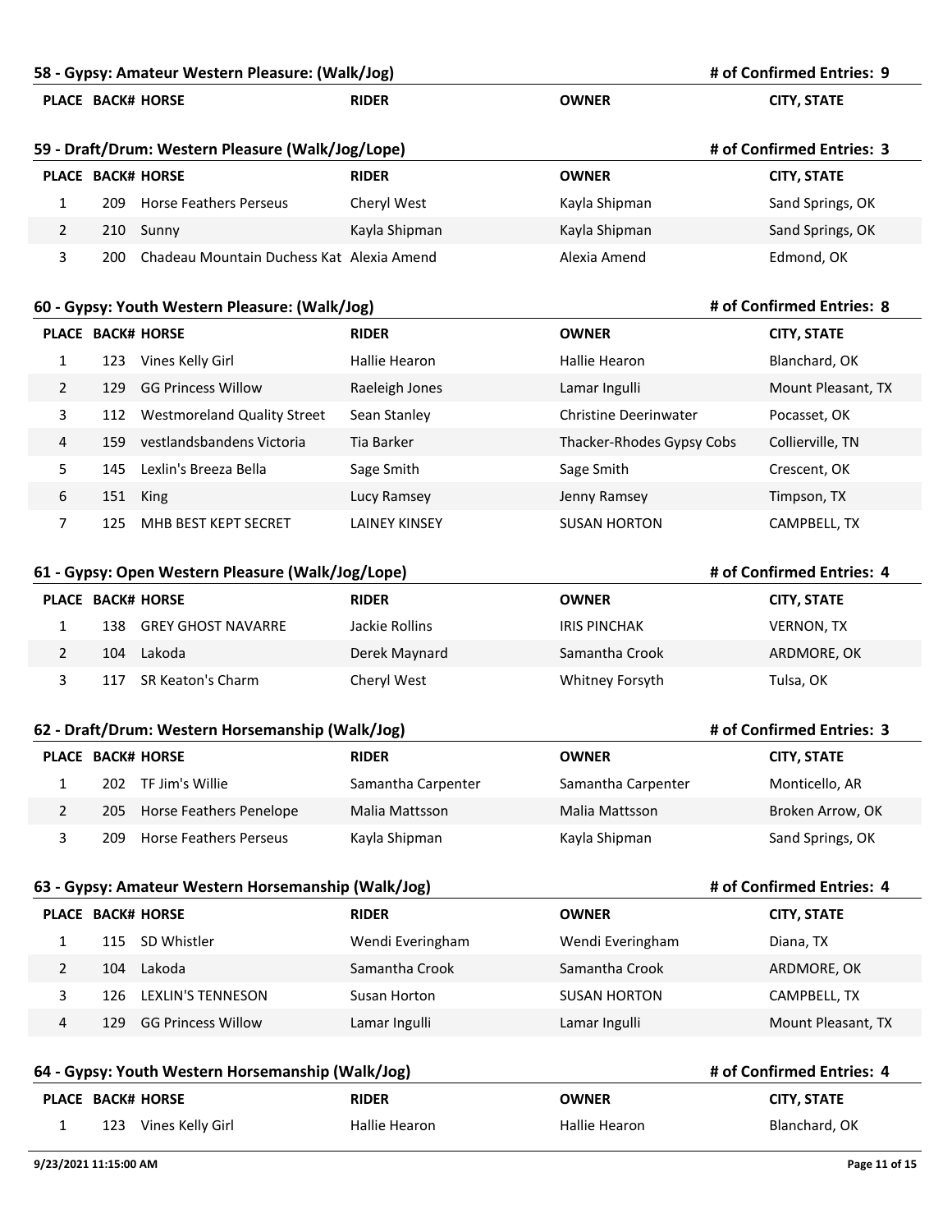## 58 - Gypsy: Amateur Western Pleasure: (Walk/Jog)

**# of Confirmed Entries: 9**

| PLACE | BACK# | HORSE | RIDER | OWNER | CITY, STATE |
|---|---|---|---|---|---|

## 59 - Draft/Drum: Western Pleasure (Walk/Jog/Lope)

**# of Confirmed Entries: 3**

| PLACE | BACK# | HORSE | RIDER | OWNER | CITY, STATE |
|---|---|---|---|---|---|
| 1 | 209 | Horse Feathers Perseus | Cheryl West | Kayla Shipman | Sand Springs, OK |
| 2 | 210 | Sunny | Kayla Shipman | Kayla Shipman | Sand Springs, OK |
| 3 | 200 | Chadeau Mountain Duchess Kat | Alexia Amend | Alexia Amend | Edmond, OK |

## 60 - Gypsy: Youth Western Pleasure: (Walk/Jog)

**# of Confirmed Entries: 8**

| PLACE | BACK# | HORSE | RIDER | OWNER | CITY, STATE |
|---|---|---|---|---|---|
| 1 | 123 | Vines Kelly Girl | Hallie Hearon | Hallie Hearon | Blanchard, OK |
| 2 | 129 | GG Princess Willow | Raeleigh Jones | Lamar Ingulli | Mount Pleasant, TX |
| 3 | 112 | Westmoreland Quality Street | Sean Stanley | Christine Deerinwater | Pocasset, OK |
| 4 | 159 | vestlandsbandens Victoria | Tia Barker | Thacker-Rhodes Gypsy Cobs | Collierville, TN |
| 5 | 145 | Lexlin's Breeza Bella | Sage Smith | Sage Smith | Crescent, OK |
| 6 | 151 | King | Lucy Ramsey | Jenny Ramsey | Timpson, TX |
| 7 | 125 | MHB BEST KEPT SECRET | LAINEY KINSEY | SUSAN HORTON | CAMPBELL, TX |

## 61 - Gypsy: Open Western Pleasure (Walk/Jog/Lope)

**# of Confirmed Entries: 4**

| PLACE | BACK# | HORSE | RIDER | OWNER | CITY, STATE |
|---|---|---|---|---|---|
| 1 | 138 | GREY GHOST NAVARRE | Jackie Rollins | IRIS PINCHAK | VERNON, TX |
| 2 | 104 | Lakoda | Derek Maynard | Samantha Crook | ARDMORE, OK |
| 3 | 117 | SR Keaton's Charm | Cheryl West | Whitney Forsyth | Tulsa, OK |

## 62 - Draft/Drum: Western Horsemanship (Walk/Jog)

**# of Confirmed Entries: 3**

| PLACE | BACK# | HORSE | RIDER | OWNER | CITY, STATE |
|---|---|---|---|---|---|
| 1 | 202 | TF Jim's Willie | Samantha Carpenter | Samantha Carpenter | Monticello, AR |
| 2 | 205 | Horse Feathers Penelope | Malia Mattsson | Malia Mattsson | Broken Arrow, OK |
| 3 | 209 | Horse Feathers Perseus | Kayla Shipman | Kayla Shipman | Sand Springs, OK |

## 63 - Gypsy: Amateur Western Horsemanship (Walk/Jog)

**# of Confirmed Entries: 4**

| PLACE | BACK# | HORSE | RIDER | OWNER | CITY, STATE |
|---|---|---|---|---|---|
| 1 | 115 | SD Whistler | Wendi Everingham | Wendi Everingham | Diana, TX |
| 2 | 104 | Lakoda | Samantha Crook | Samantha Crook | ARDMORE, OK |
| 3 | 126 | LEXLIN'S TENNESON | Susan Horton | SUSAN HORTON | CAMPBELL, TX |
| 4 | 129 | GG Princess Willow | Lamar Ingulli | Lamar Ingulli | Mount Pleasant, TX |

## 64 - Gypsy: Youth Western Horsemanship (Walk/Jog)

**# of Confirmed Entries: 4**

| PLACE | BACK# | HORSE | RIDER | OWNER | CITY, STATE |
|---|---|---|---|---|---|
| 1 | 123 | Vines Kelly Girl | Hallie Hearon | Hallie Hearon | Blanchard, OK |

9/23/2021 11:15:00 AM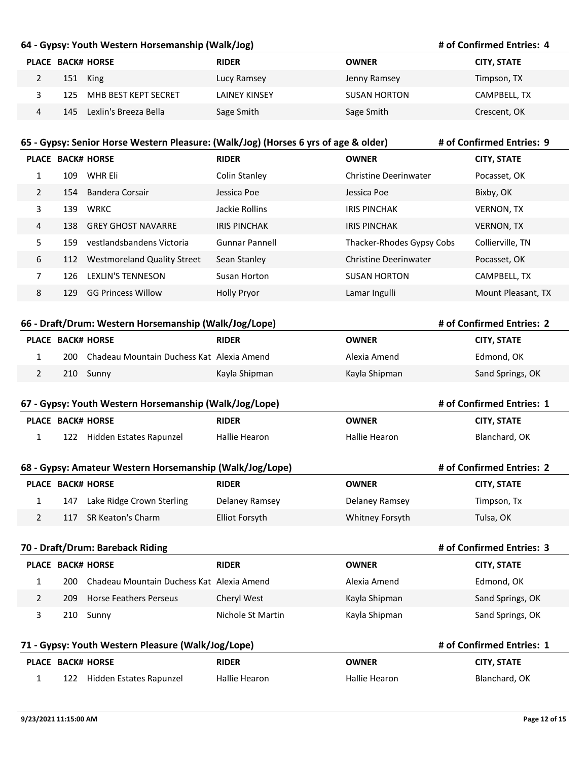## 64 - Gypsy: Youth Western Horsemanship (Walk/Jog)

**# of Confirmed Entries: 4**

| PLACE | BACK# | HORSE | RIDER | OWNER | CITY, STATE |
|---|---|---|---|---|---|
| 2 | 151 | King | Lucy Ramsey | Jenny Ramsey | Timpson, TX |
| 3 | 125 | MHB BEST KEPT SECRET | LAINEY KINSEY | SUSAN HORTON | CAMPBELL, TX |
| 4 | 145 | Lexlin's Breeza Bella | Sage Smith | Sage Smith | Crescent, OK |

## 65 - Gypsy: Senior Horse Western Pleasure: (Walk/Jog) (Horses 6 yrs of age & older)

**# of Confirmed Entries: 9**

| PLACE | BACK# | HORSE | RIDER | OWNER | CITY, STATE |
|---|---|---|---|---|---|
| 1 | 109 | WHR Eli | Colin Stanley | Christine Deerinwater | Pocasset, OK |
| 2 | 154 | Bandera Corsair | Jessica Poe | Jessica Poe | Bixby, OK |
| 3 | 139 | WRKC | Jackie Rollins | IRIS PINCHAK | VERNON, TX |
| 4 | 138 | GREY GHOST NAVARRE | IRIS PINCHAK | IRIS PINCHAK | VERNON, TX |
| 5 | 159 | vestlandsbandens Victoria | Gunnar Pannell | Thacker-Rhodes Gypsy Cobs | Collierville, TN |
| 6 | 112 | Westmoreland Quality Street | Sean Stanley | Christine Deerinwater | Pocasset, OK |
| 7 | 126 | LEXLIN'S TENNESON | Susan Horton | SUSAN HORTON | CAMPBELL, TX |
| 8 | 129 | GG Princess Willow | Holly Pryor | Lamar Ingulli | Mount Pleasant, TX |

## 66 - Draft/Drum: Western Horsemanship (Walk/Jog/Lope)

**# of Confirmed Entries: 2**

| PLACE | BACK# | HORSE | RIDER | OWNER | CITY, STATE |
|---|---|---|---|---|---|
| 1 | 200 | Chadeau Mountain Duchess Kat | Alexia Amend | Alexia Amend | Edmond, OK |
| 2 | 210 | Sunny | Kayla Shipman | Kayla Shipman | Sand Springs, OK |

## 67 - Gypsy: Youth Western Horsemanship (Walk/Jog/Lope)

**# of Confirmed Entries: 1**

| PLACE | BACK# | HORSE | RIDER | OWNER | CITY, STATE |
|---|---|---|---|---|---|
| 1 | 122 | Hidden Estates Rapunzel | Hallie Hearon | Hallie Hearon | Blanchard, OK |

## 68 - Gypsy: Amateur Western Horsemanship (Walk/Jog/Lope)

**# of Confirmed Entries: 2**

| PLACE | BACK# | HORSE | RIDER | OWNER | CITY, STATE |
|---|---|---|---|---|---|
| 1 | 147 | Lake Ridge Crown Sterling | Delaney Ramsey | Delaney Ramsey | Timpson, Tx |
| 2 | 117 | SR Keaton's Charm | Elliot Forsyth | Whitney Forsyth | Tulsa, OK |

## 70 - Draft/Drum: Bareback Riding

**# of Confirmed Entries: 3**

| PLACE | BACK# | HORSE | RIDER | OWNER | CITY, STATE |
|---|---|---|---|---|---|
| 1 | 200 | Chadeau Mountain Duchess Kat | Alexia Amend | Alexia Amend | Edmond, OK |
| 2 | 209 | Horse Feathers Perseus | Cheryl West | Kayla Shipman | Sand Springs, OK |
| 3 | 210 | Sunny | Nichole St Martin | Kayla Shipman | Sand Springs, OK |

## 71 - Gypsy: Youth Western Pleasure (Walk/Jog/Lope)

**# of Confirmed Entries: 1**

| PLACE | BACK# | HORSE | RIDER | OWNER | CITY, STATE |
|---|---|---|---|---|---|
| 1 | 122 | Hidden Estates Rapunzel | Hallie Hearon | Hallie Hearon | Blanchard, OK |

9/23/2021 11:15:00 AM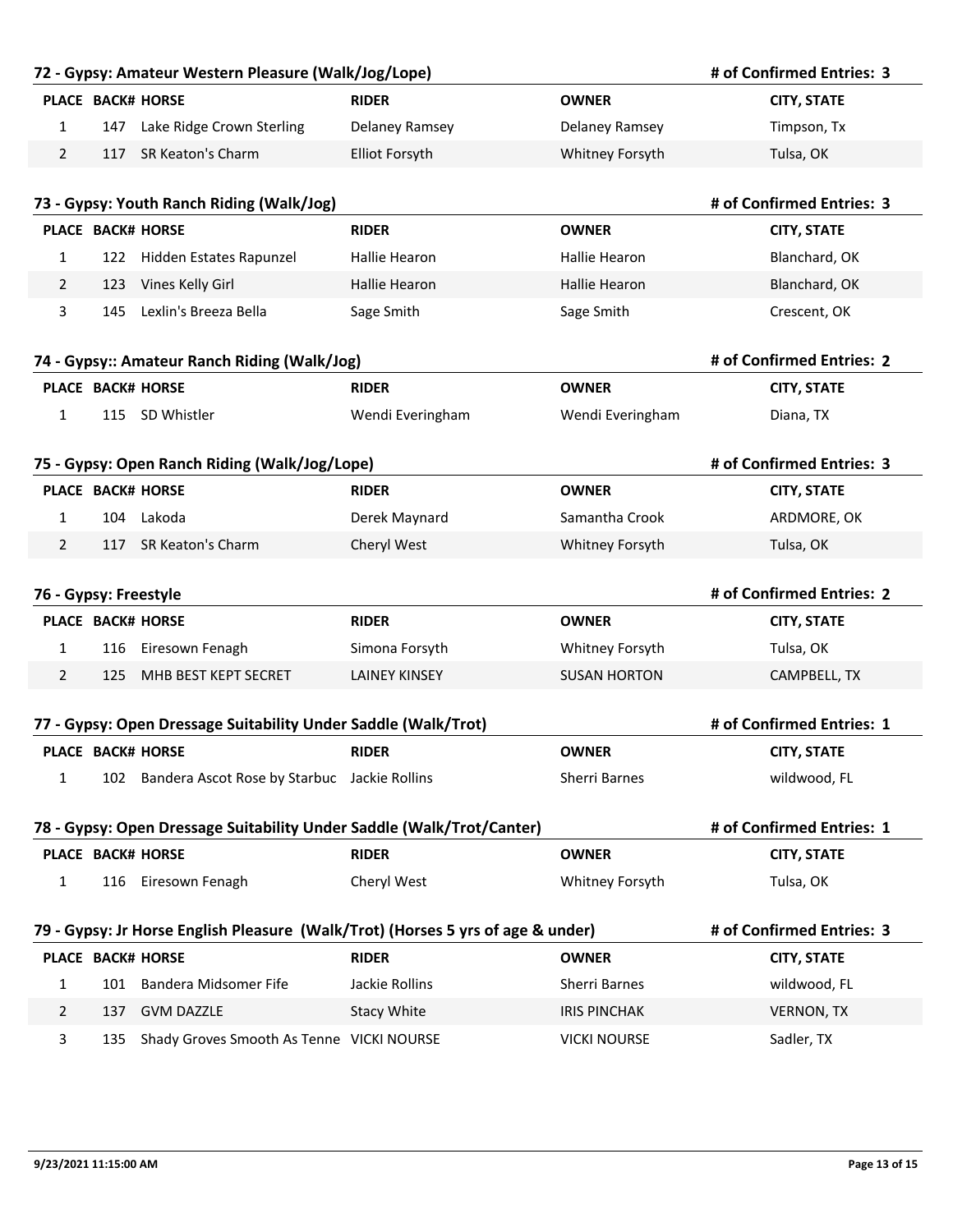## 72 - Gypsy: Amateur Western Pleasure (Walk/Jog/Lope)

**# of Confirmed Entries: 3**

| PLACE | BACK# | HORSE | RIDER | OWNER | CITY, STATE |
|---|---|---|---|---|---|
| 1 | 147 | Lake Ridge Crown Sterling | Delaney Ramsey | Delaney Ramsey | Timpson, Tx |
| 2 | 117 | SR Keaton's Charm | Elliot Forsyth | Whitney Forsyth | Tulsa, OK |

## 73 - Gypsy: Youth Ranch Riding (Walk/Jog)

**# of Confirmed Entries: 3**

| PLACE | BACK# | HORSE | RIDER | OWNER | CITY, STATE |
|---|---|---|---|---|---|
| 1 | 122 | Hidden Estates Rapunzel | Hallie Hearon | Hallie Hearon | Blanchard, OK |
| 2 | 123 | Vines Kelly Girl | Hallie Hearon | Hallie Hearon | Blanchard, OK |
| 3 | 145 | Lexlin's Breeza Bella | Sage Smith | Sage Smith | Crescent, OK |

## 74 - Gypsy:: Amateur Ranch Riding (Walk/Jog)

**# of Confirmed Entries: 2**

| PLACE | BACK# | HORSE | RIDER | OWNER | CITY, STATE |
|---|---|---|---|---|---|
| 1 | 115 | SD Whistler | Wendi Everingham | Wendi Everingham | Diana, TX |

## 75 - Gypsy: Open Ranch Riding (Walk/Jog/Lope)

**# of Confirmed Entries: 3**

| PLACE | BACK# | HORSE | RIDER | OWNER | CITY, STATE |
|---|---|---|---|---|---|
| 1 | 104 | Lakoda | Derek Maynard | Samantha Crook | ARDMORE, OK |
| 2 | 117 | SR Keaton's Charm | Cheryl West | Whitney Forsyth | Tulsa, OK |

## 76 - Gypsy: Freestyle

**# of Confirmed Entries: 2**

| PLACE | BACK# | HORSE | RIDER | OWNER | CITY, STATE |
|---|---|---|---|---|---|
| 1 | 116 | Eiresown Fenagh | Simona Forsyth | Whitney Forsyth | Tulsa, OK |
| 2 | 125 | MHB BEST KEPT SECRET | LAINEY KINSEY | SUSAN HORTON | CAMPBELL, TX |

## 77 - Gypsy: Open Dressage Suitability Under Saddle (Walk/Trot)

**# of Confirmed Entries: 1**

| PLACE | BACK# | HORSE | RIDER | OWNER | CITY, STATE |
|---|---|---|---|---|---|
| 1 | 102 | Bandera Ascot Rose by Starbuc | Jackie Rollins | Sherri Barnes | wildwood, FL |

## 78 - Gypsy: Open Dressage Suitability Under Saddle (Walk/Trot/Canter)

**# of Confirmed Entries: 1**

| PLACE | BACK# | HORSE | RIDER | OWNER | CITY, STATE |
|---|---|---|---|---|---|
| 1 | 116 | Eiresown Fenagh | Cheryl West | Whitney Forsyth | Tulsa, OK |

## 79 - Gypsy: Jr Horse English Pleasure (Walk/Trot) (Horses 5 yrs of age & under)

**# of Confirmed Entries: 3**

| PLACE | BACK# | HORSE | RIDER | OWNER | CITY, STATE |
|---|---|---|---|---|---|
| 1 | 101 | Bandera Midsomer Fife | Jackie Rollins | Sherri Barnes | wildwood, FL |
| 2 | 137 | GVM DAZZLE | Stacy White | IRIS PINCHAK | VERNON, TX |
| 3 | 135 | Shady Groves Smooth As Tenne | VICKI NOURSE | VICKI NOURSE | Sadler, TX |

9/23/2021 11:15:00 AM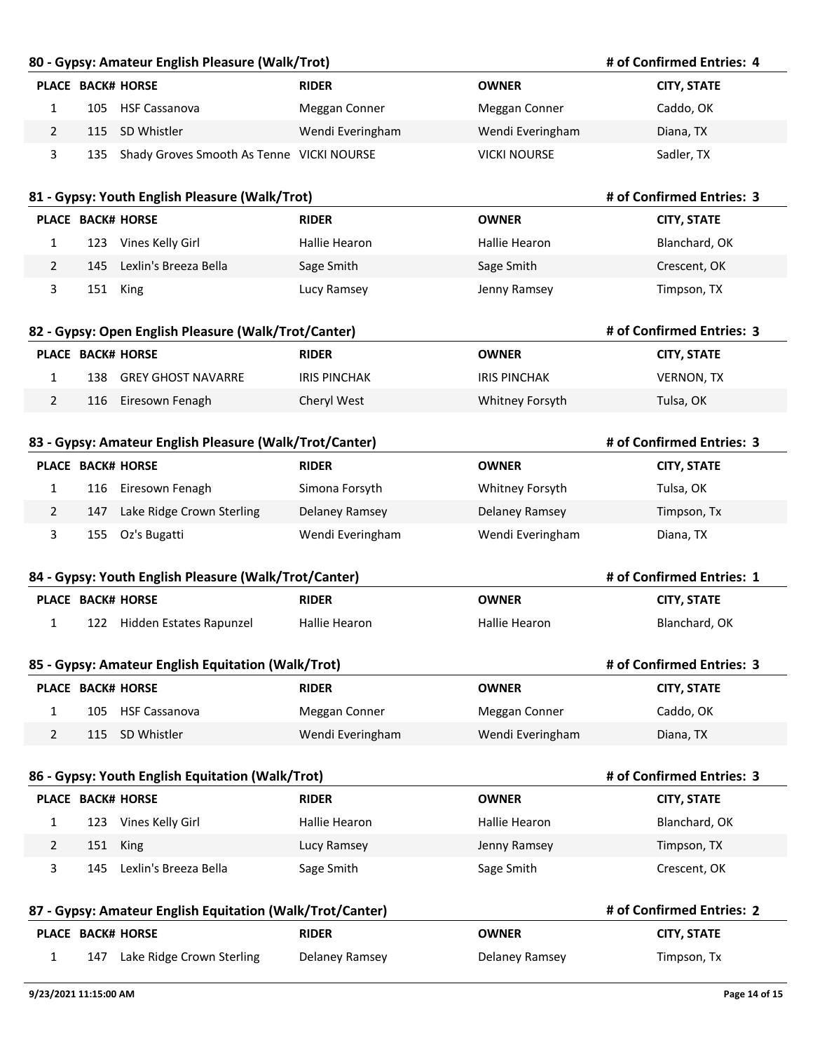## 80 - Gypsy: Amateur English Pleasure (Walk/Trot)

**# of Confirmed Entries: 4**

| PLACE | BACK# | HORSE | RIDER | OWNER | CITY, STATE |
|---|---|---|---|---|---|
| 1 | 105 | HSF Cassanova | Meggan Conner | Meggan Conner | Caddo, OK |
| 2 | 115 | SD Whistler | Wendi Everingham | Wendi Everingham | Diana, TX |
| 3 | 135 | Shady Groves Smooth As Tenne | VICKI NOURSE | VICKI NOURSE | Sadler, TX |

## 81 - Gypsy: Youth English Pleasure (Walk/Trot)

**# of Confirmed Entries: 3**

| PLACE | BACK# | HORSE | RIDER | OWNER | CITY, STATE |
|---|---|---|---|---|---|
| 1 | 123 | Vines Kelly Girl | Hallie Hearon | Hallie Hearon | Blanchard, OK |
| 2 | 145 | Lexlin's Breeza Bella | Sage Smith | Sage Smith | Crescent, OK |
| 3 | 151 | King | Lucy Ramsey | Jenny Ramsey | Timpson, TX |

## 82 - Gypsy: Open English Pleasure (Walk/Trot/Canter)

**# of Confirmed Entries: 3**

| PLACE | BACK# | HORSE | RIDER | OWNER | CITY, STATE |
|---|---|---|---|---|---|
| 1 | 138 | GREY GHOST NAVARRE | IRIS PINCHAK | IRIS PINCHAK | VERNON, TX |
| 2 | 116 | Eiresown Fenagh | Cheryl West | Whitney Forsyth | Tulsa, OK |

## 83 - Gypsy: Amateur English Pleasure (Walk/Trot/Canter)

**# of Confirmed Entries: 3**

| PLACE | BACK# | HORSE | RIDER | OWNER | CITY, STATE |
|---|---|---|---|---|---|
| 1 | 116 | Eiresown Fenagh | Simona Forsyth | Whitney Forsyth | Tulsa, OK |
| 2 | 147 | Lake Ridge Crown Sterling | Delaney Ramsey | Delaney Ramsey | Timpson, Tx |
| 3 | 155 | Oz's Bugatti | Wendi Everingham | Wendi Everingham | Diana, TX |

## 84 - Gypsy: Youth English Pleasure (Walk/Trot/Canter)

**# of Confirmed Entries: 1**

| PLACE | BACK# | HORSE | RIDER | OWNER | CITY, STATE |
|---|---|---|---|---|---|
| 1 | 122 | Hidden Estates Rapunzel | Hallie Hearon | Hallie Hearon | Blanchard, OK |

## 85 - Gypsy: Amateur English Equitation (Walk/Trot)

**# of Confirmed Entries: 3**

| PLACE | BACK# | HORSE | RIDER | OWNER | CITY, STATE |
|---|---|---|---|---|---|
| 1 | 105 | HSF Cassanova | Meggan Conner | Meggan Conner | Caddo, OK |
| 2 | 115 | SD Whistler | Wendi Everingham | Wendi Everingham | Diana, TX |

## 86 - Gypsy: Youth English Equitation (Walk/Trot)

**# of Confirmed Entries: 3**

| PLACE | BACK# | HORSE | RIDER | OWNER | CITY, STATE |
|---|---|---|---|---|---|
| 1 | 123 | Vines Kelly Girl | Hallie Hearon | Hallie Hearon | Blanchard, OK |
| 2 | 151 | King | Lucy Ramsey | Jenny Ramsey | Timpson, TX |
| 3 | 145 | Lexlin's Breeza Bella | Sage Smith | Sage Smith | Crescent, OK |

## 87 - Gypsy: Amateur English Equitation (Walk/Trot/Canter)

**# of Confirmed Entries: 2**

| PLACE | BACK# | HORSE | RIDER | OWNER | CITY, STATE |
|---|---|---|---|---|---|
| 1 | 147 | Lake Ridge Crown Sterling | Delaney Ramsey | Delaney Ramsey | Timpson, Tx |

9/23/2021 11:15:00 AM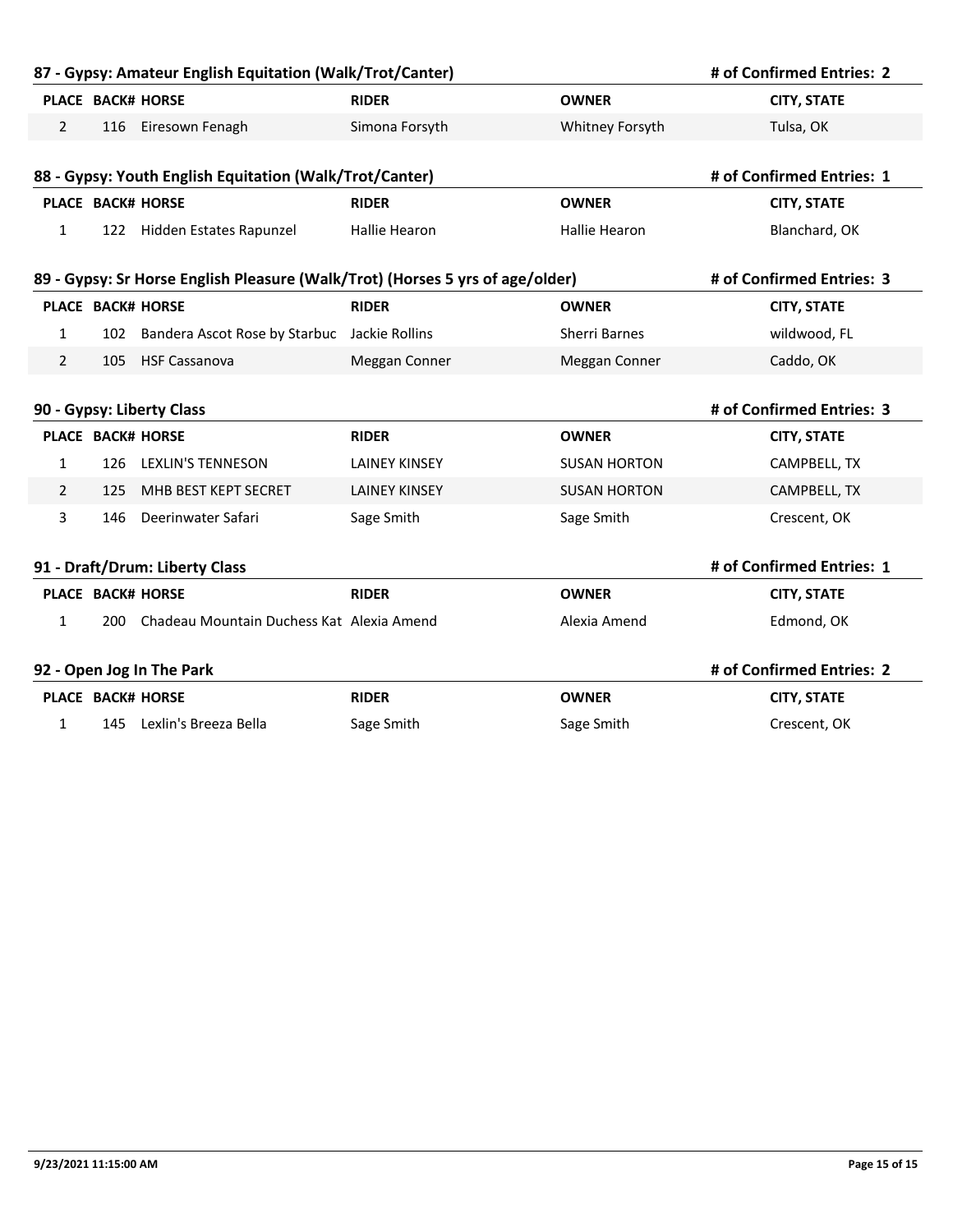## 87 - Gypsy: Amateur English Equitation (Walk/Trot/Canter)

**# of Confirmed Entries: 2**

| PLACE | BACK# | HORSE | RIDER | OWNER | CITY, STATE |
|---|---|---|---|---|---|
| 2 | 116 | Eiresown Fenagh | Simona Forsyth | Whitney Forsyth | Tulsa, OK |

## 88 - Gypsy: Youth English Equitation (Walk/Trot/Canter)

**# of Confirmed Entries: 1**

| PLACE | BACK# | HORSE | RIDER | OWNER | CITY, STATE |
|---|---|---|---|---|---|
| 1 | 122 | Hidden Estates Rapunzel | Hallie Hearon | Hallie Hearon | Blanchard, OK |

## 89 - Gypsy: Sr Horse English Pleasure (Walk/Trot) (Horses 5 yrs of age/older)

**# of Confirmed Entries: 3**

| PLACE | BACK# | HORSE | RIDER | OWNER | CITY, STATE |
|---|---|---|---|---|---|
| 1 | 102 | Bandera Ascot Rose by Starbuc | Jackie Rollins | Sherri Barnes | wildwood, FL |
| 2 | 105 | HSF Cassanova | Meggan Conner | Meggan Conner | Caddo, OK |

## 90 - Gypsy: Liberty Class

**# of Confirmed Entries: 3**

| PLACE | BACK# | HORSE | RIDER | OWNER | CITY, STATE |
|---|---|---|---|---|---|
| 1 | 126 | LEXLIN'S TENNESON | LAINEY KINSEY | SUSAN HORTON | CAMPBELL, TX |
| 2 | 125 | MHB BEST KEPT SECRET | LAINEY KINSEY | SUSAN HORTON | CAMPBELL, TX |
| 3 | 146 | Deerinwater Safari | Sage Smith | Sage Smith | Crescent, OK |

## 91 - Draft/Drum: Liberty Class

**# of Confirmed Entries: 1**

| PLACE | BACK# | HORSE | RIDER | OWNER | CITY, STATE |
|---|---|---|---|---|---|
| 1 | 200 | Chadeau Mountain Duchess Kat | Alexia Amend | Alexia Amend | Edmond, OK |

## 92 - Open Jog In The Park

**# of Confirmed Entries: 2**

| PLACE | BACK# | HORSE | RIDER | OWNER | CITY, STATE |
|---|---|---|---|---|---|
| 1 | 145 | Lexlin's Breeza Bella | Sage Smith | Sage Smith | Crescent, OK |

9/23/2021 11:15:00 AM